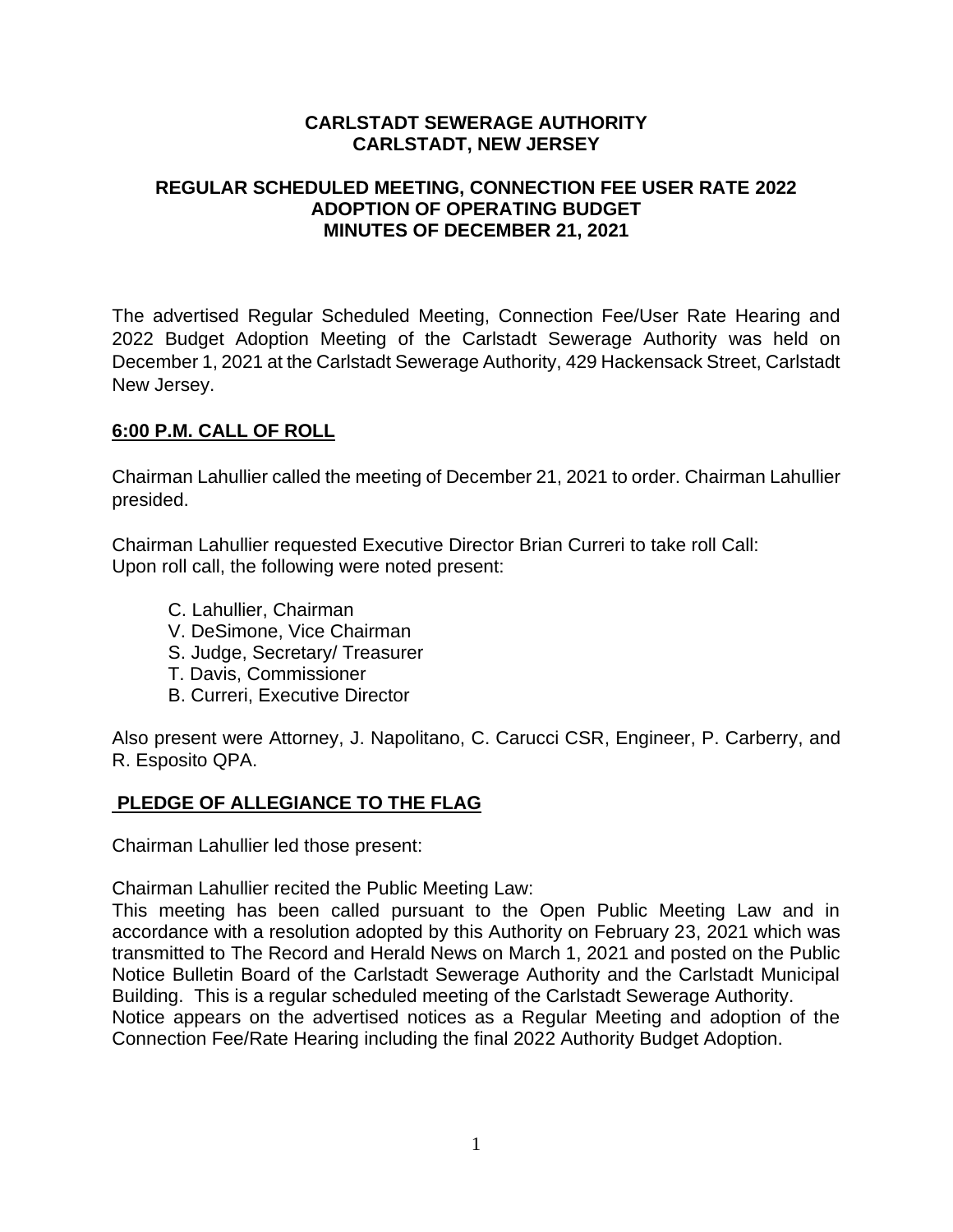**CARLSTADT SEWERAGE AUTHORITY**
**CARLSTADT, NEW JERSEY**

**REGULAR SCHEDULED MEETING, CONNECTION FEE USER RATE 2022**
**ADOPTION OF OPERATING BUDGET**
**MINUTES OF DECEMBER 21, 2021**

The advertised Regular Scheduled Meeting, Connection Fee/User Rate Hearing and 2022 Budget Adoption Meeting of the Carlstadt Sewerage Authority was held on December 1, 2021 at the Carlstadt Sewerage Authority, 429 Hackensack Street, Carlstadt New Jersey.

## **6:00 P.M. CALL OF ROLL**

Chairman Lahullier called the meeting of December 21, 2021 to order. Chairman Lahullier presided.

Chairman Lahullier requested Executive Director Brian Curreri to take roll Call:
Upon roll call, the following were noted present:

- C. Lahullier, Chairman
- V. DeSimone, Vice Chairman
- S. Judge, Secretary/ Treasurer
- T. Davis, Commissioner
- B. Curreri, Executive Director

Also present were Attorney, J. Napolitano, C. Carucci CSR, Engineer, P. Carberry, and R. Esposito QPA.

## **PLEDGE OF ALLEGIANCE TO THE FLAG**

Chairman Lahullier led those present:

Chairman Lahullier recited the Public Meeting Law:
This meeting has been called pursuant to the Open Public Meeting Law and in accordance with a resolution adopted by this Authority on February 23, 2021 which was transmitted to The Record and Herald News on March 1, 2021 and posted on the Public Notice Bulletin Board of the Carlstadt Sewerage Authority and the Carlstadt Municipal Building. This is a regular scheduled meeting of the Carlstadt Sewerage Authority.
Notice appears on the advertised notices as a Regular Meeting and adoption of the Connection Fee/Rate Hearing including the final 2022 Authority Budget Adoption.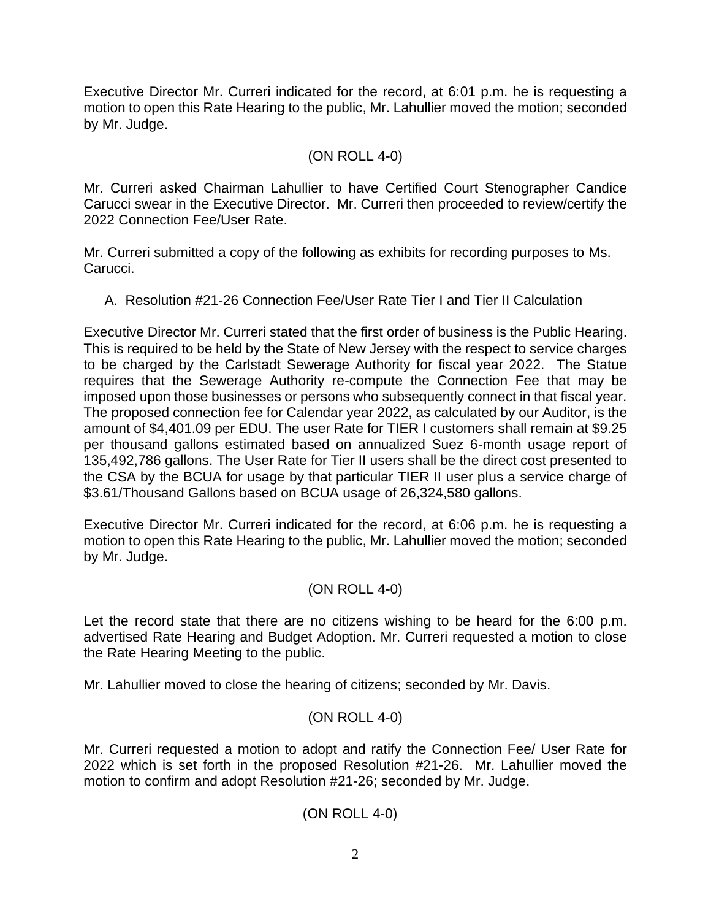Executive Director Mr. Curreri indicated for the record, at 6:01 p.m. he is requesting a motion to open this Rate Hearing to the public, Mr. Lahullier moved the motion; seconded by Mr. Judge.

(ON ROLL 4-0)

Mr. Curreri asked Chairman Lahullier to have Certified Court Stenographer Candice Carucci swear in the Executive Director. Mr. Curreri then proceeded to review/certify the 2022 Connection Fee/User Rate.

Mr. Curreri submitted a copy of the following as exhibits for recording purposes to Ms. Carucci.

A. Resolution #21-26 Connection Fee/User Rate Tier I and Tier II Calculation

Executive Director Mr. Curreri stated that the first order of business is the Public Hearing. This is required to be held by the State of New Jersey with the respect to service charges to be charged by the Carlstadt Sewerage Authority for fiscal year 2022. The Statue requires that the Sewerage Authority re-compute the Connection Fee that may be imposed upon those businesses or persons who subsequently connect in that fiscal year. The proposed connection fee for Calendar year 2022, as calculated by our Auditor, is the amount of $4,401.09 per EDU. The user Rate for TIER I customers shall remain at $9.25 per thousand gallons estimated based on annualized Suez 6-month usage report of 135,492,786 gallons. The User Rate for Tier II users shall be the direct cost presented to the CSA by the BCUA for usage by that particular TIER II user plus a service charge of $3.61/Thousand Gallons based on BCUA usage of 26,324,580 gallons.

Executive Director Mr. Curreri indicated for the record, at 6:06 p.m. he is requesting a motion to open this Rate Hearing to the public, Mr. Lahullier moved the motion; seconded by Mr. Judge.

(ON ROLL 4-0)

Let the record state that there are no citizens wishing to be heard for the 6:00 p.m. advertised Rate Hearing and Budget Adoption. Mr. Curreri requested a motion to close the Rate Hearing Meeting to the public.

Mr. Lahullier moved to close the hearing of citizens; seconded by Mr. Davis.

(ON ROLL 4-0)

Mr. Curreri requested a motion to adopt and ratify the Connection Fee/ User Rate for 2022 which is set forth in the proposed Resolution #21-26. Mr. Lahullier moved the motion to confirm and adopt Resolution #21-26; seconded by Mr. Judge.

(ON ROLL 4-0)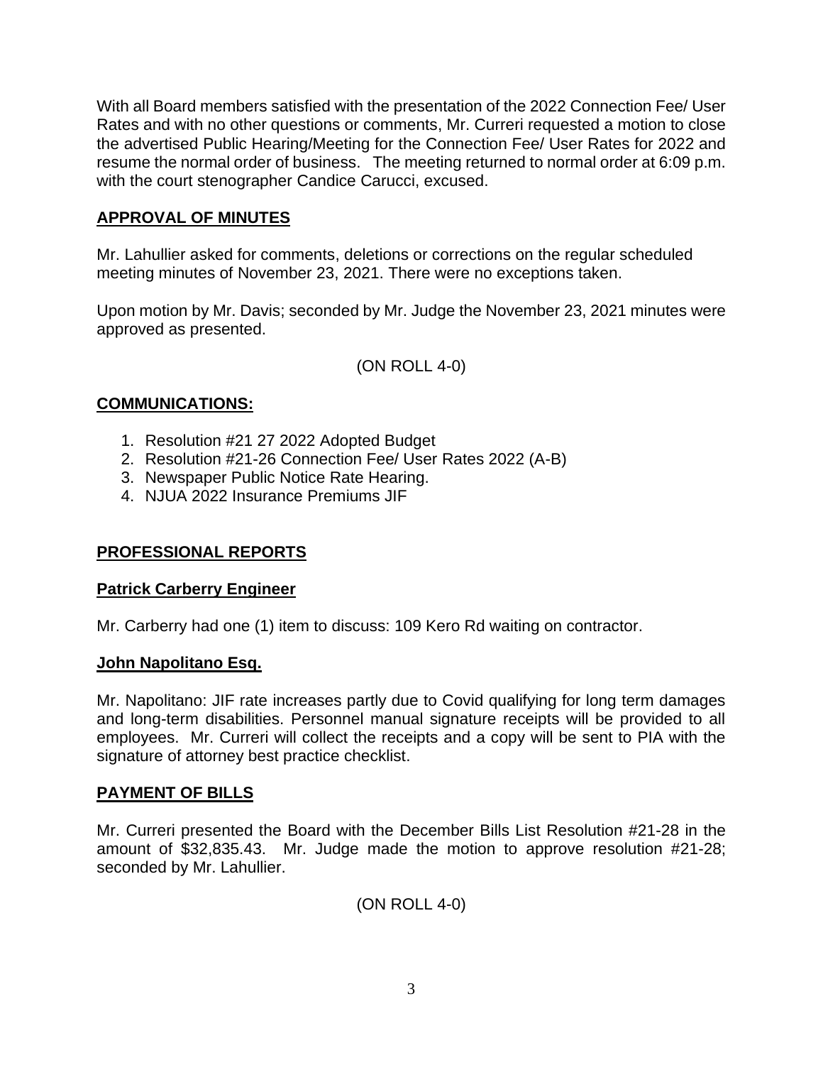With all Board members satisfied with the presentation of the 2022 Connection Fee/ User Rates and with no other questions or comments, Mr. Curreri requested a motion to close the advertised Public Hearing/Meeting for the Connection Fee/ User Rates for 2022 and resume the normal order of business. The meeting returned to normal order at 6:09 p.m. with the court stenographer Candice Carucci, excused.

## APPROVAL OF MINUTES

Mr. Lahullier asked for comments, deletions or corrections on the regular scheduled meeting minutes of November 23, 2021. There were no exceptions taken.

Upon motion by Mr. Davis; seconded by Mr. Judge the November 23, 2021 minutes were approved as presented.

(ON ROLL 4-0)

## COMMUNICATIONS:

1. Resolution #21 27 2022 Adopted Budget
2. Resolution #21-26 Connection Fee/ User Rates 2022 (A-B)
3. Newspaper Public Notice Rate Hearing.
4. NJUA 2022 Insurance Premiums JIF

## PROFESSIONAL REPORTS

### Patrick Carberry Engineer

Mr. Carberry had one (1) item to discuss: 109 Kero Rd waiting on contractor.

### John Napolitano Esq.

Mr. Napolitano: JIF rate increases partly due to Covid qualifying for long term damages and long-term disabilities. Personnel manual signature receipts will be provided to all employees. Mr. Curreri will collect the receipts and a copy will be sent to PIA with the signature of attorney best practice checklist.

## PAYMENT OF BILLS

Mr. Curreri presented the Board with the December Bills List Resolution #21-28 in the amount of $32,835.43. Mr. Judge made the motion to approve resolution #21-28; seconded by Mr. Lahullier.

(ON ROLL 4-0)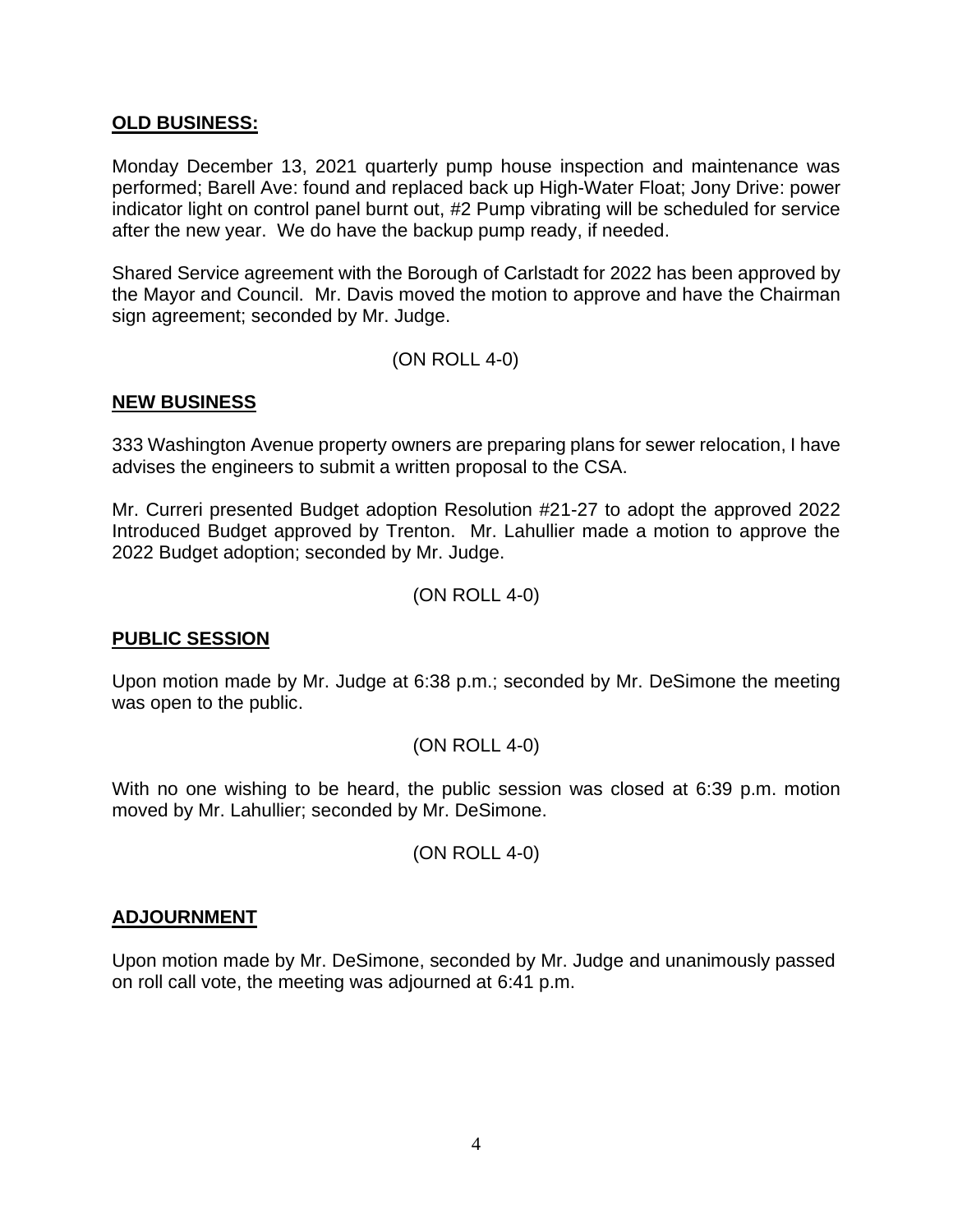## OLD BUSINESS:

Monday December 13, 2021 quarterly pump house inspection and maintenance was performed; Barell Ave: found and replaced back up High-Water Float; Jony Drive: power indicator light on control panel burnt out, #2 Pump vibrating will be scheduled for service after the new year. We do have the backup pump ready, if needed.

Shared Service agreement with the Borough of Carlstadt for 2022 has been approved by the Mayor and Council. Mr. Davis moved the motion to approve and have the Chairman sign agreement; seconded by Mr. Judge.

(ON ROLL 4-0)

## NEW BUSINESS

333 Washington Avenue property owners are preparing plans for sewer relocation, I have advises the engineers to submit a written proposal to the CSA.

Mr. Curreri presented Budget adoption Resolution #21-27 to adopt the approved 2022 Introduced Budget approved by Trenton. Mr. Lahullier made a motion to approve the 2022 Budget adoption; seconded by Mr. Judge.

(ON ROLL 4-0)

## PUBLIC SESSION

Upon motion made by Mr. Judge at 6:38 p.m.; seconded by Mr. DeSimone the meeting was open to the public.

(ON ROLL 4-0)

With no one wishing to be heard, the public session was closed at 6:39 p.m. motion moved by Mr. Lahullier; seconded by Mr. DeSimone.

(ON ROLL 4-0)

## ADJOURNMENT

Upon motion made by Mr. DeSimone, seconded by Mr. Judge and unanimously passed on roll call vote, the meeting was adjourned at 6:41 p.m.